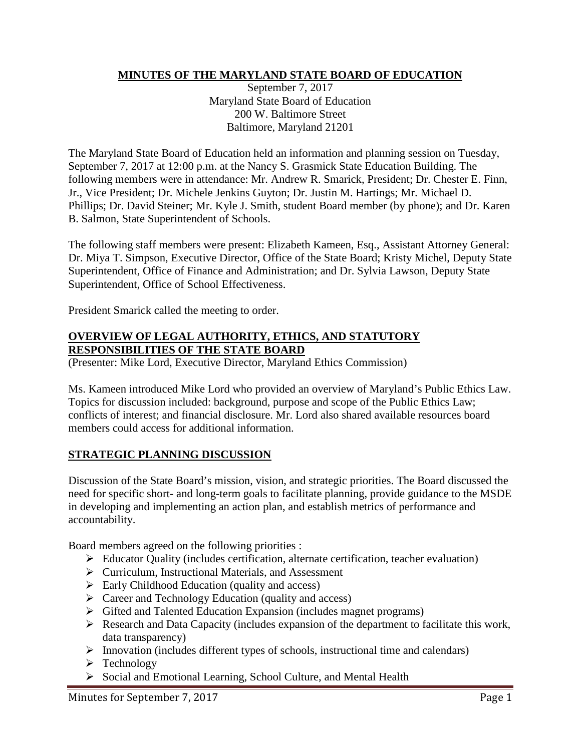# MINUTES OF THE MARYLAND STATE BOARD OF EDUCATION

September 7, 2017
Maryland State Board of Education
200 W. Baltimore Street
Baltimore, Maryland 21201

The Maryland State Board of Education held an information and planning session on Tuesday, September 7, 2017 at 12:00 p.m. at the Nancy S. Grasmick State Education Building. The following members were in attendance: Mr. Andrew R. Smarick, President; Dr. Chester E. Finn, Jr., Vice President; Dr. Michele Jenkins Guyton; Dr. Justin M. Hartings; Mr. Michael D. Phillips; Dr. David Steiner; Mr. Kyle J. Smith, student Board member (by phone); and Dr. Karen B. Salmon, State Superintendent of Schools.

The following staff members were present: Elizabeth Kameen, Esq., Assistant Attorney General: Dr. Miya T. Simpson, Executive Director, Office of the State Board; Kristy Michel, Deputy State Superintendent, Office of Finance and Administration; and Dr. Sylvia Lawson, Deputy State Superintendent, Office of School Effectiveness.

President Smarick called the meeting to order.

## OVERVIEW OF LEGAL AUTHORITY, ETHICS, AND STATUTORY RESPONSIBILITIES OF THE STATE BOARD

(Presenter: Mike Lord, Executive Director, Maryland Ethics Commission)

Ms. Kameen introduced Mike Lord who provided an overview of Maryland's Public Ethics Law. Topics for discussion included: background, purpose and scope of the Public Ethics Law; conflicts of interest; and financial disclosure. Mr. Lord also shared available resources board members could access for additional information.

## STRATEGIC PLANNING DISCUSSION

Discussion of the State Board's mission, vision, and strategic priorities. The Board discussed the need for specific short- and long-term goals to facilitate planning, provide guidance to the MSDE in developing and implementing an action plan, and establish metrics of performance and accountability.

Board members agreed on the following priorities :

- Educator Quality (includes certification, alternate certification, teacher evaluation)
- Curriculum, Instructional Materials, and Assessment
- Early Childhood Education (quality and access)
- Career and Technology Education (quality and access)
- Gifted and Talented Education Expansion (includes magnet programs)
- Research and Data Capacity (includes expansion of the department to facilitate this work, data transparency)
- Innovation (includes different types of schools, instructional time and calendars)
- Technology
- Social and Emotional Learning, School Culture, and Mental Health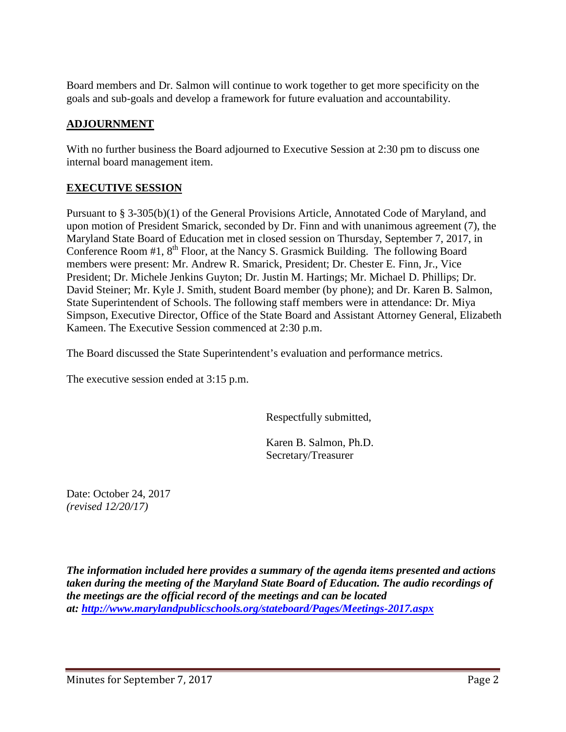Board members and Dr. Salmon will continue to work together to get more specificity on the goals and sub-goals and develop a framework for future evaluation and accountability.

## ADJOURNMENT

With no further business the Board adjourned to Executive Session at 2:30 pm to discuss one internal board management item.

## EXECUTIVE SESSION

Pursuant to § 3-305(b)(1) of the General Provisions Article, Annotated Code of Maryland, and upon motion of President Smarick, seconded by Dr. Finn and with unanimous agreement (7), the Maryland State Board of Education met in closed session on Thursday, September 7, 2017, in Conference Room #1, 8th Floor, at the Nancy S. Grasmick Building. The following Board members were present: Mr. Andrew R. Smarick, President; Dr. Chester E. Finn, Jr., Vice President; Dr. Michele Jenkins Guyton; Dr. Justin M. Hartings; Mr. Michael D. Phillips; Dr. David Steiner; Mr. Kyle J. Smith, student Board member (by phone); and Dr. Karen B. Salmon, State Superintendent of Schools. The following staff members were in attendance: Dr. Miya Simpson, Executive Director, Office of the State Board and Assistant Attorney General, Elizabeth Kameen. The Executive Session commenced at 2:30 p.m.

The Board discussed the State Superintendent's evaluation and performance metrics.

The executive session ended at 3:15 p.m.

Respectfully submitted,

Karen B. Salmon, Ph.D.
Secretary/Treasurer

Date: October 24, 2017
*(revised 12/20/17)*

***The information included here provides a summary of the agenda items presented and actions taken during the meeting of the Maryland State Board of Education. The audio recordings of the meetings are the official record of the meetings and can be located at: http://www.marylandpublicschools.org/stateboard/Pages/Meetings-2017.aspx***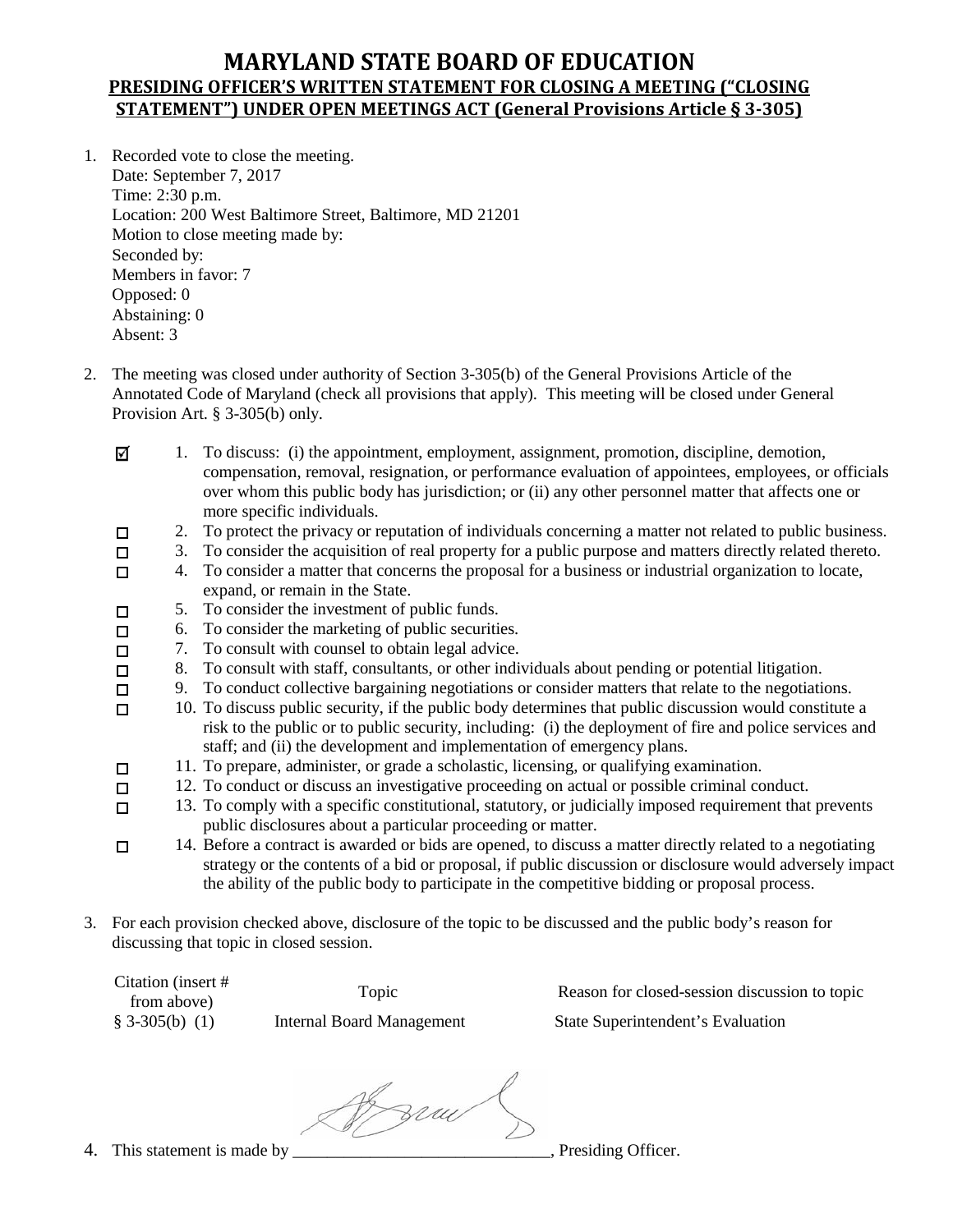# MARYLAND STATE BOARD OF EDUCATION

## PRESIDING OFFICER'S WRITTEN STATEMENT FOR CLOSING A MEETING ("CLOSING STATEMENT") UNDER OPEN MEETINGS ACT (General Provisions Article § 3-305)

1. Recorded vote to close the meeting.
   Date: September 7, 2017
   Time: 2:30 p.m.
   Location: 200 West Baltimore Street, Baltimore, MD 21201
   Motion to close meeting made by:
   Seconded by:
   Members in favor: 7
   Opposed: 0
   Abstaining: 0
   Absent: 3

2. The meeting was closed under authority of Section 3-305(b) of the General Provisions Article of the Annotated Code of Maryland (check all provisions that apply). This meeting will be closed under General Provision Art. § 3-305(b) only.

   - ☑ 1. To discuss: (i) the appointment, employment, assignment, promotion, discipline, demotion, compensation, removal, resignation, or performance evaluation of appointees, employees, or officials over whom this public body has jurisdiction; or (ii) any other personnel matter that affects one or more specific individuals.
   - ☐ 2. To protect the privacy or reputation of individuals concerning a matter not related to public business.
   - ☐ 3. To consider the acquisition of real property for a public purpose and matters directly related thereto.
   - ☐ 4. To consider a matter that concerns the proposal for a business or industrial organization to locate, expand, or remain in the State.
   - ☐ 5. To consider the investment of public funds.
   - ☐ 6. To consider the marketing of public securities.
   - ☐ 7. To consult with counsel to obtain legal advice.
   - ☐ 8. To consult with staff, consultants, or other individuals about pending or potential litigation.
   - ☐ 9. To conduct collective bargaining negotiations or consider matters that relate to the negotiations.
   - ☐ 10. To discuss public security, if the public body determines that public discussion would constitute a risk to the public or to public security, including: (i) the deployment of fire and police services and staff; and (ii) the development and implementation of emergency plans.
   - ☐ 11. To prepare, administer, or grade a scholastic, licensing, or qualifying examination.
   - ☐ 12. To conduct or discuss an investigative proceeding on actual or possible criminal conduct.
   - ☐ 13. To comply with a specific constitutional, statutory, or judicially imposed requirement that prevents public disclosures about a particular proceeding or matter.
   - ☐ 14. Before a contract is awarded or bids are opened, to discuss a matter directly related to a negotiating strategy or the contents of a bid or proposal, if public discussion or disclosure would adversely impact the ability of the public body to participate in the competitive bidding or proposal process.

3. For each provision checked above, disclosure of the topic to be discussed and the public body's reason for discussing that topic in closed session.

| Citation (insert # from above) | Topic | Reason for closed-session discussion to topic |
|---|---|---|
| § 3-305(b) (1) | Internal Board Management | State Superintendent's Evaluation |

4. This statement is made by ______________________________, Presiding Officer.